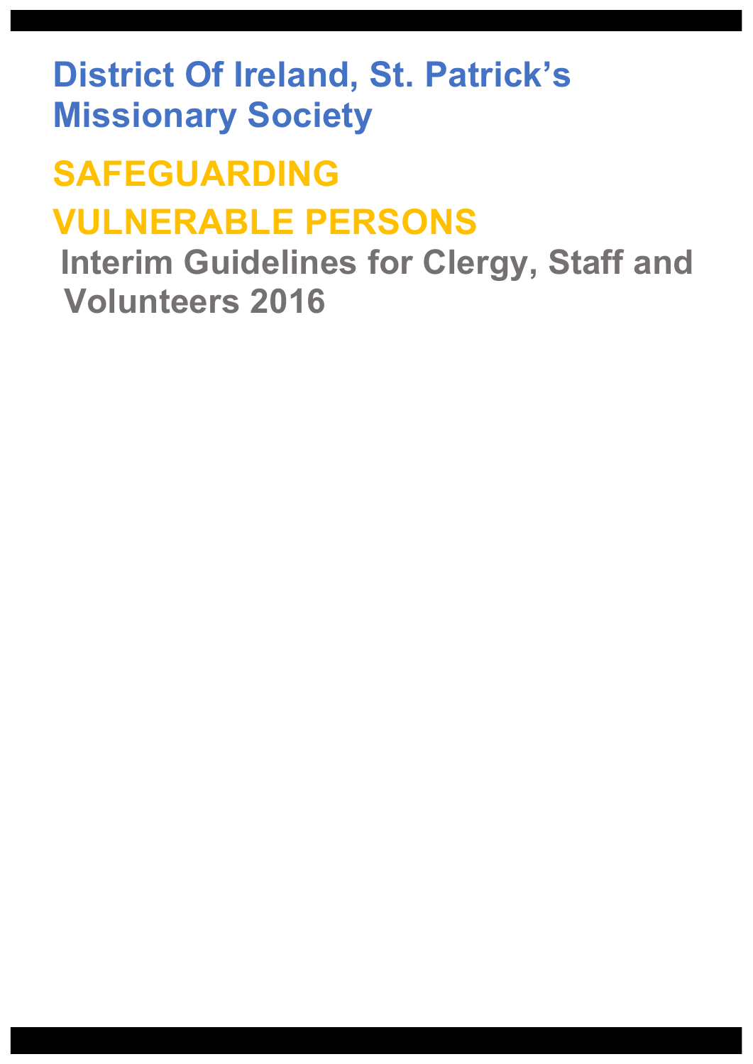# District Of Ireland, St. Patrick's Missionary Society

# SAFEGUARDING VULNERABLE PERSONS

## Interim Guidelines for Clergy, Staff and Volunteers 2016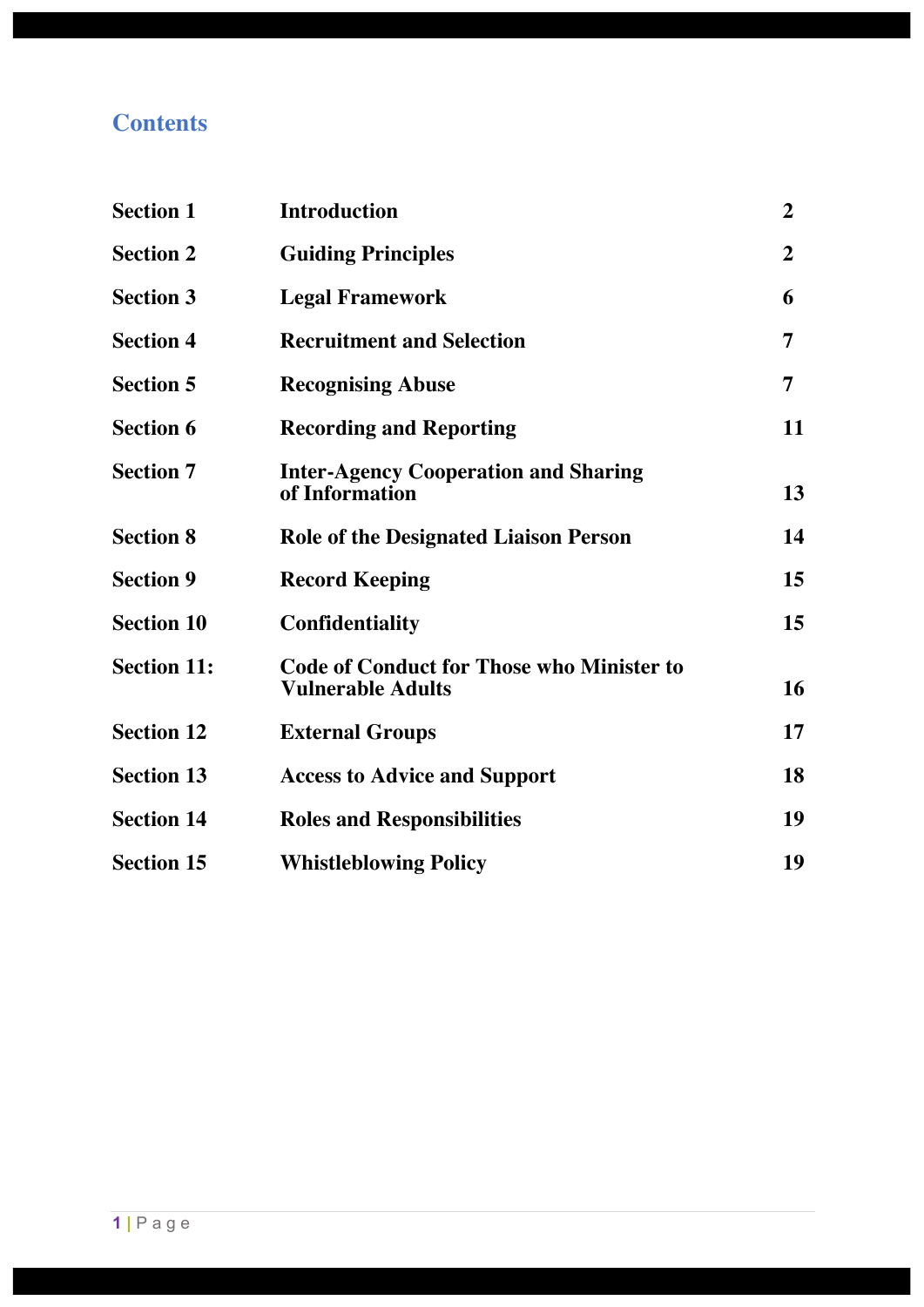## Contents

| | | |
|---|---|---|
| **Section 1** | **Introduction** | **2** |
| **Section 2** | **Guiding Principles** | **2** |
| **Section 3** | **Legal Framework** | **6** |
| **Section 4** | **Recruitment and Selection** | **7** |
| **Section 5** | **Recognising Abuse** | **7** |
| **Section 6** | **Recording and Reporting** | **11** |
| **Section 7** | **Inter-Agency Cooperation and Sharing of Information** | **13** |
| **Section 8** | **Role of the Designated Liaison Person** | **14** |
| **Section 9** | **Record Keeping** | **15** |
| **Section 10** | **Confidentiality** | **15** |
| **Section 11:** | **Code of Conduct for Those who Minister to Vulnerable Adults** | **16** |
| **Section 12** | **External Groups** | **17** |
| **Section 13** | **Access to Advice and Support** | **18** |
| **Section 14** | **Roles and Responsibilities** | **19** |
| **Section 15** | **Whistleblowing Policy** | **19** |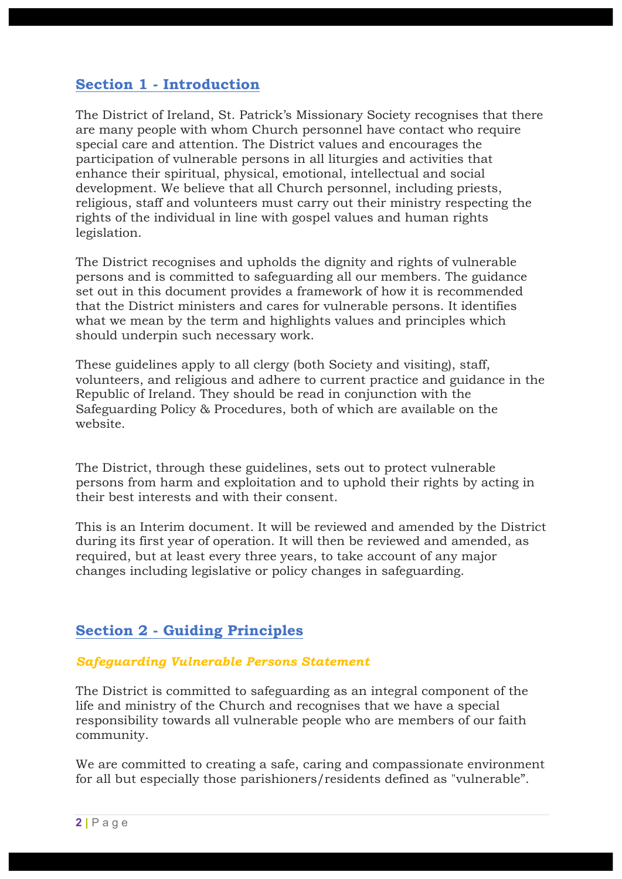## Section 1 - Introduction

The District of Ireland, St. Patrick's Missionary Society recognises that there are many people with whom Church personnel have contact who require special care and attention. The District values and encourages the participation of vulnerable persons in all liturgies and activities that enhance their spiritual, physical, emotional, intellectual and social development. We believe that all Church personnel, including priests, religious, staff and volunteers must carry out their ministry respecting the rights of the individual in line with gospel values and human rights legislation.

The District recognises and upholds the dignity and rights of vulnerable persons and is committed to safeguarding all our members. The guidance set out in this document provides a framework of how it is recommended that the District ministers and cares for vulnerable persons. It identifies what we mean by the term and highlights values and principles which should underpin such necessary work.

These guidelines apply to all clergy (both Society and visiting), staff, volunteers, and religious and adhere to current practice and guidance in the Republic of Ireland. They should be read in conjunction with the Safeguarding Policy & Procedures, both of which are available on the website.

The District, through these guidelines, sets out to protect vulnerable persons from harm and exploitation and to uphold their rights by acting in their best interests and with their consent.

This is an Interim document. It will be reviewed and amended by the District during its first year of operation. It will then be reviewed and amended, as required, but at least every three years, to take account of any major changes including legislative or policy changes in safeguarding.

## Section 2 - Guiding Principles

### *Safeguarding Vulnerable Persons Statement*

The District is committed to safeguarding as an integral component of the life and ministry of the Church and recognises that we have a special responsibility towards all vulnerable people who are members of our faith community.

We are committed to creating a safe, caring and compassionate environment for all but especially those parishioners/residents defined as "vulnerable".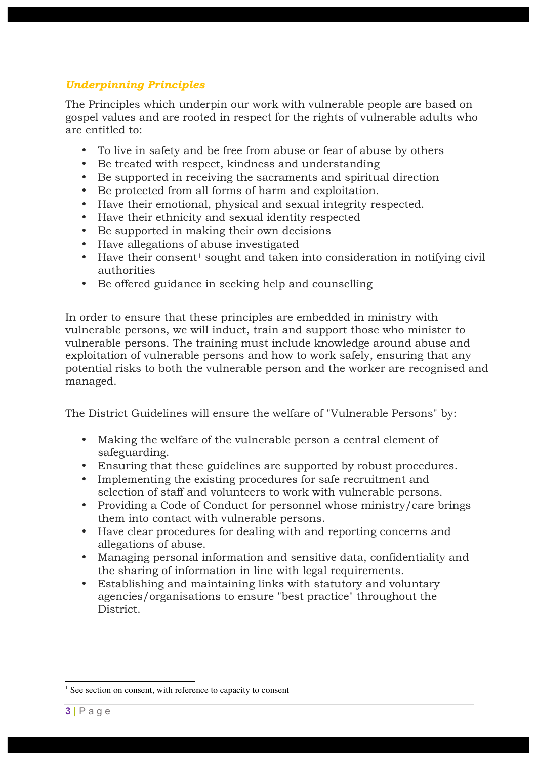### *Underpinning Principles*

The Principles which underpin our work with vulnerable people are based on gospel values and are rooted in respect for the rights of vulnerable adults who are entitled to:

- To live in safety and be free from abuse or fear of abuse by others
- Be treated with respect, kindness and understanding
- Be supported in receiving the sacraments and spiritual direction
- Be protected from all forms of harm and exploitation.
- Have their emotional, physical and sexual integrity respected.
- Have their ethnicity and sexual identity respected
- Be supported in making their own decisions
- Have allegations of abuse investigated
- Have their consent[1] sought and taken into consideration in notifying civil authorities
- Be offered guidance in seeking help and counselling

In order to ensure that these principles are embedded in ministry with vulnerable persons, we will induct, train and support those who minister to vulnerable persons. The training must include knowledge around abuse and exploitation of vulnerable persons and how to work safely, ensuring that any potential risks to both the vulnerable person and the worker are recognised and managed.

The District Guidelines will ensure the welfare of "Vulnerable Persons" by:

- Making the welfare of the vulnerable person a central element of safeguarding.
- Ensuring that these guidelines are supported by robust procedures.
- Implementing the existing procedures for safe recruitment and selection of staff and volunteers to work with vulnerable persons.
- Providing a Code of Conduct for personnel whose ministry/care brings them into contact with vulnerable persons.
- Have clear procedures for dealing with and reporting concerns and allegations of abuse.
- Managing personal information and sensitive data, confidentiality and the sharing of information in line with legal requirements.
- Establishing and maintaining links with statutory and voluntary agencies/organisations to ensure "best practice" throughout the District.

---

[1] See section on consent, with reference to capacity to consent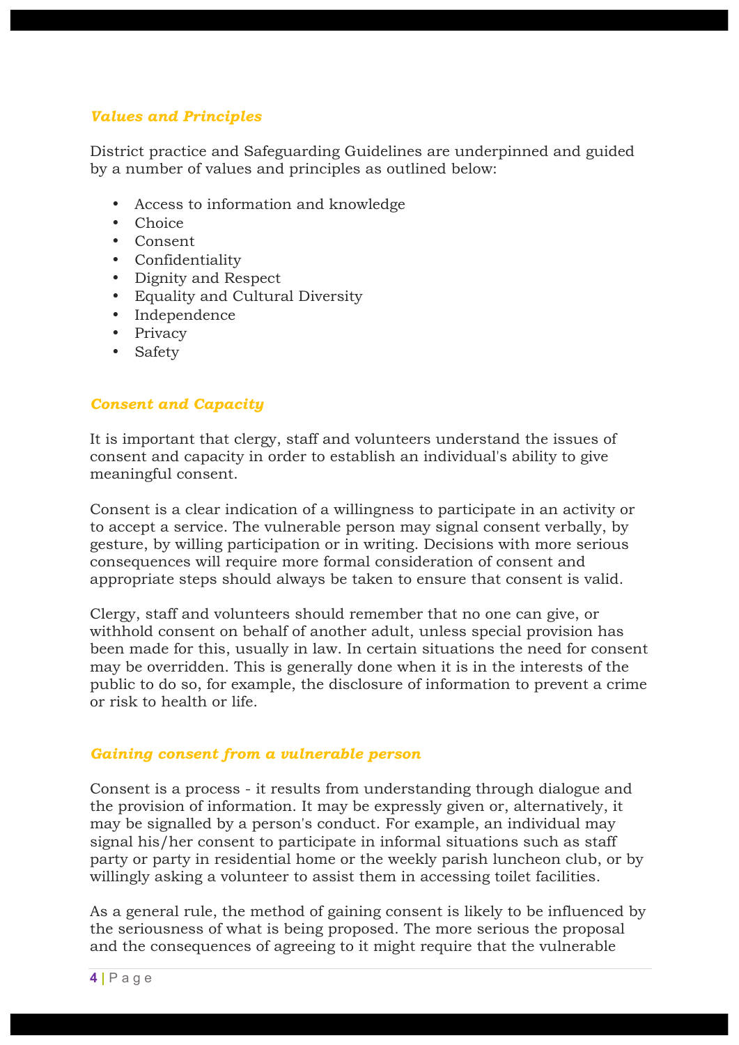### *Values and Principles*

District practice and Safeguarding Guidelines are underpinned and guided by a number of values and principles as outlined below:

- Access to information and knowledge
- Choice
- Consent
- Confidentiality
- Dignity and Respect
- Equality and Cultural Diversity
- Independence
- Privacy
- Safety

### *Consent and Capacity*

It is important that clergy, staff and volunteers understand the issues of consent and capacity in order to establish an individual's ability to give meaningful consent.

Consent is a clear indication of a willingness to participate in an activity or to accept a service. The vulnerable person may signal consent verbally, by gesture, by willing participation or in writing. Decisions with more serious consequences will require more formal consideration of consent and appropriate steps should always be taken to ensure that consent is valid.

Clergy, staff and volunteers should remember that no one can give, or withhold consent on behalf of another adult, unless special provision has been made for this, usually in law. In certain situations the need for consent may be overridden. This is generally done when it is in the interests of the public to do so, for example, the disclosure of information to prevent a crime or risk to health or life.

### *Gaining consent from a vulnerable person*

Consent is a process - it results from understanding through dialogue and the provision of information. It may be expressly given or, alternatively, it may be signalled by a person's conduct. For example, an individual may signal his/her consent to participate in informal situations such as staff party or party in residential home or the weekly parish luncheon club, or by willingly asking a volunteer to assist them in accessing toilet facilities.

As a general rule, the method of gaining consent is likely to be influenced by the seriousness of what is being proposed. The more serious the proposal and the consequences of agreeing to it might require that the vulnerable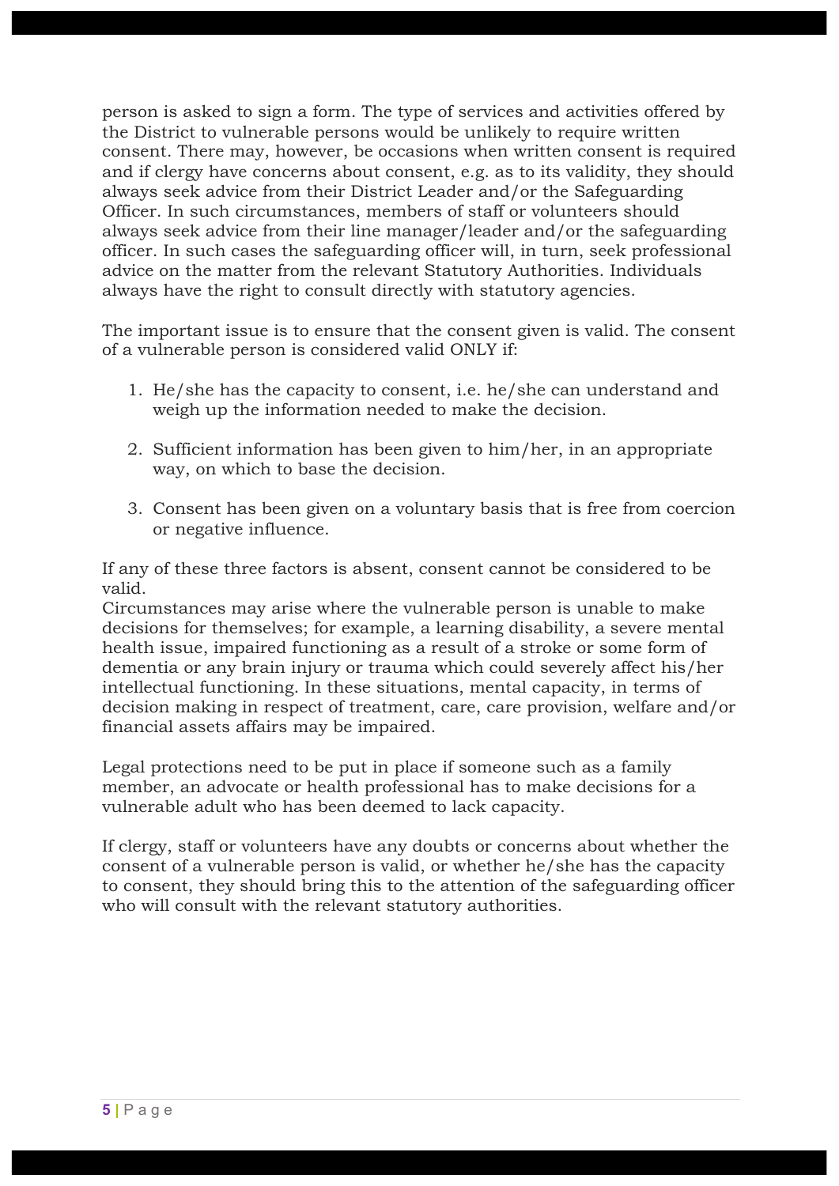person is asked to sign a form. The type of services and activities offered by the District to vulnerable persons would be unlikely to require written consent. There may, however, be occasions when written consent is required and if clergy have concerns about consent, e.g. as to its validity, they should always seek advice from their District Leader and/or the Safeguarding Officer. In such circumstances, members of staff or volunteers should always seek advice from their line manager/leader and/or the safeguarding officer. In such cases the safeguarding officer will, in turn, seek professional advice on the matter from the relevant Statutory Authorities. Individuals always have the right to consult directly with statutory agencies.

The important issue is to ensure that the consent given is valid. The consent of a vulnerable person is considered valid ONLY if:

1. He/she has the capacity to consent, i.e. he/she can understand and weigh up the information needed to make the decision.

2. Sufficient information has been given to him/her, in an appropriate way, on which to base the decision.

3. Consent has been given on a voluntary basis that is free from coercion or negative influence.

If any of these three factors is absent, consent cannot be considered to be valid.
Circumstances may arise where the vulnerable person is unable to make decisions for themselves; for example, a learning disability, a severe mental health issue, impaired functioning as a result of a stroke or some form of dementia or any brain injury or trauma which could severely affect his/her intellectual functioning. In these situations, mental capacity, in terms of decision making in respect of treatment, care, care provision, welfare and/or financial assets affairs may be impaired.

Legal protections need to be put in place if someone such as a family member, an advocate or health professional has to make decisions for a vulnerable adult who has been deemed to lack capacity.

If clergy, staff or volunteers have any doubts or concerns about whether the consent of a vulnerable person is valid, or whether he/she has the capacity to consent, they should bring this to the attention of the safeguarding officer who will consult with the relevant statutory authorities.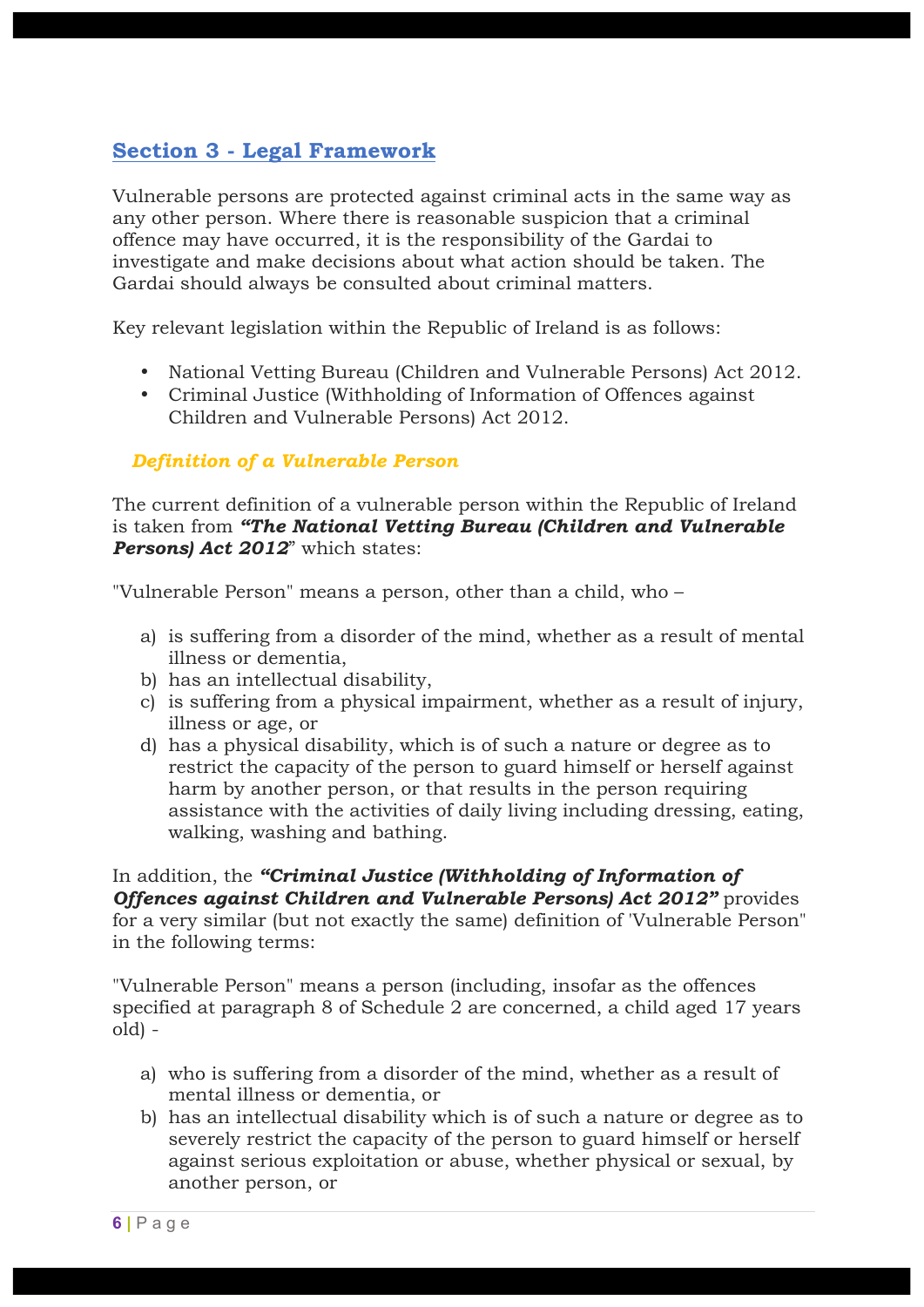## Section 3 - Legal Framework

Vulnerable persons are protected against criminal acts in the same way as any other person. Where there is reasonable suspicion that a criminal offence may have occurred, it is the responsibility of the Gardai to investigate and make decisions about what action should be taken. The Gardai should always be consulted about criminal matters.

Key relevant legislation within the Republic of Ireland is as follows:

- National Vetting Bureau (Children and Vulnerable Persons) Act 2012.
- Criminal Justice (Withholding of Information of Offences against Children and Vulnerable Persons) Act 2012.

### *Definition of a Vulnerable Person*

The current definition of a vulnerable person within the Republic of Ireland is taken from ***"The National Vetting Bureau (Children and Vulnerable Persons) Act 2012***" which states:

"Vulnerable Person" means a person, other than a child, who –

a) is suffering from a disorder of the mind, whether as a result of mental illness or dementia,
b) has an intellectual disability,
c) is suffering from a physical impairment, whether as a result of injury, illness or age, or
d) has a physical disability, which is of such a nature or degree as to restrict the capacity of the person to guard himself or herself against harm by another person, or that results in the person requiring assistance with the activities of daily living including dressing, eating, walking, washing and bathing.

In addition, the ***"Criminal Justice (Withholding of Information of Offences against Children and Vulnerable Persons) Act 2012"*** provides for a very similar (but not exactly the same) definition of 'Vulnerable Person" in the following terms:

"Vulnerable Person" means a person (including, insofar as the offences specified at paragraph 8 of Schedule 2 are concerned, a child aged 17 years old) -

a) who is suffering from a disorder of the mind, whether as a result of mental illness or dementia, or
b) has an intellectual disability which is of such a nature or degree as to severely restrict the capacity of the person to guard himself or herself against serious exploitation or abuse, whether physical or sexual, by another person, or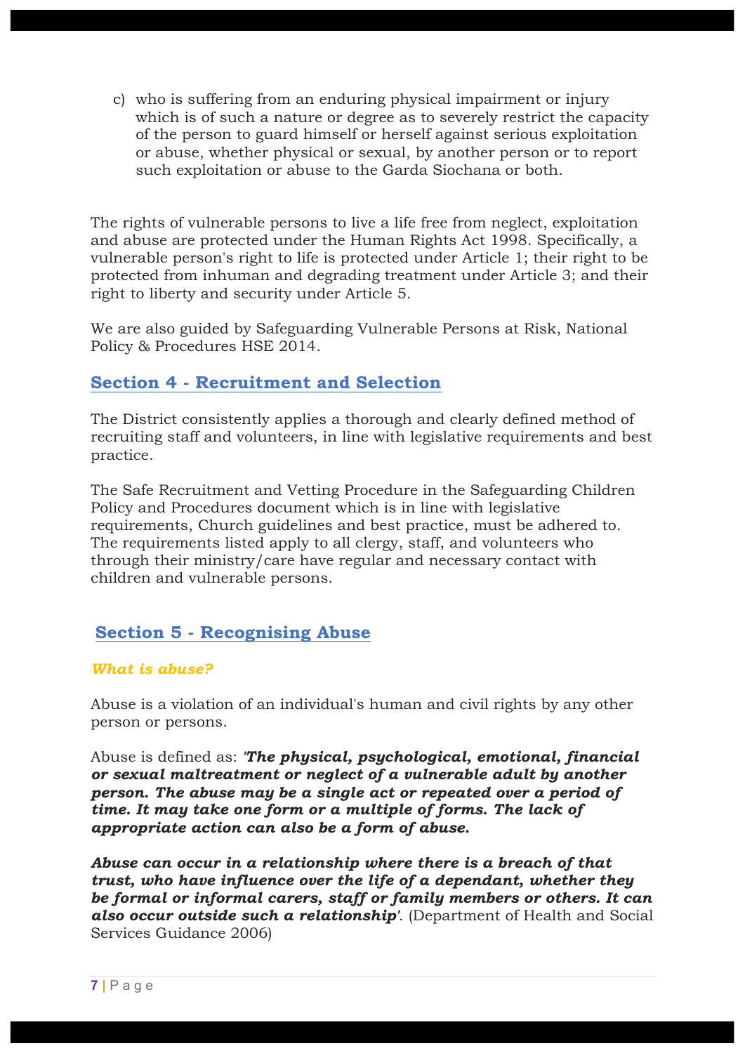c) who is suffering from an enduring physical impairment or injury which is of such a nature or degree as to severely restrict the capacity of the person to guard himself or herself against serious exploitation or abuse, whether physical or sexual, by another person or to report such exploitation or abuse to the Garda Siochana or both.

The rights of vulnerable persons to live a life free from neglect, exploitation and abuse are protected under the Human Rights Act 1998. Specifically, a vulnerable person's right to life is protected under Article 1; their right to be protected from inhuman and degrading treatment under Article 3; and their right to liberty and security under Article 5.

We are also guided by Safeguarding Vulnerable Persons at Risk, National Policy & Procedures HSE 2014.

## Section 4 - Recruitment and Selection

The District consistently applies a thorough and clearly defined method of recruiting staff and volunteers, in line with legislative requirements and best practice.

The Safe Recruitment and Vetting Procedure in the Safeguarding Children Policy and Procedures document which is in line with legislative requirements, Church guidelines and best practice, must be adhered to. The requirements listed apply to all clergy, staff, and volunteers who through their ministry/care have regular and necessary contact with children and vulnerable persons.

## Section 5 - Recognising Abuse

### *What is abuse?*

Abuse is a violation of an individual's human and civil rights by any other person or persons.

Abuse is defined as: *'**The physical, psychological, emotional, financial or sexual maltreatment or neglect of a vulnerable adult by another person. The abuse may be a single act or repeated over a period of time. It may take one form or a multiple of forms. The lack of appropriate action can also be a form of abuse.***

***Abuse can occur in a relationship where there is a breach of that trust, who have influence over the life of a dependant, whether they be formal or informal carers, staff or family members or others. It can also occur outside such a relationship**'*. (Department of Health and Social Services Guidance 2006)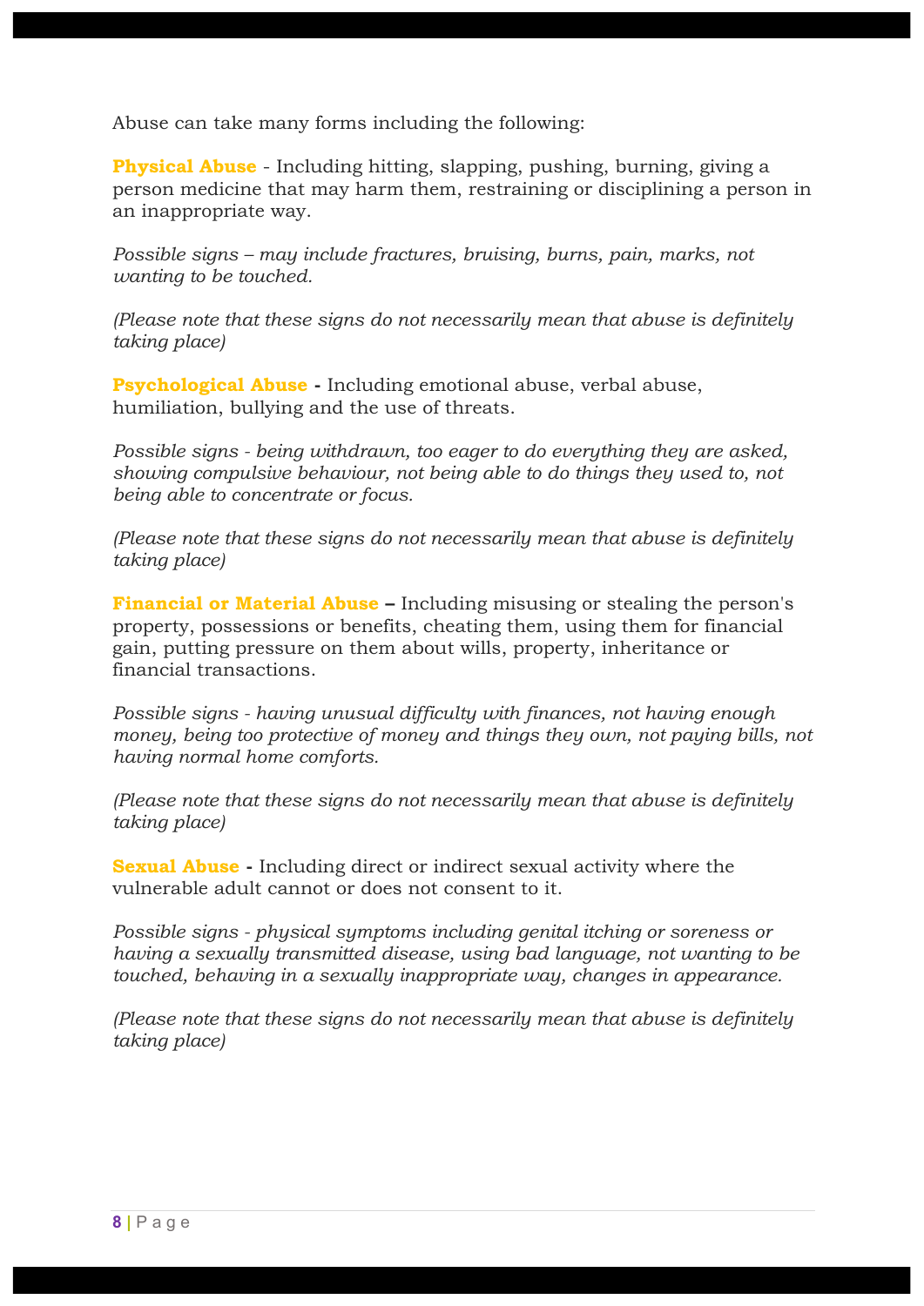Abuse can take many forms including the following:

**Physical Abuse** - Including hitting, slapping, pushing, burning, giving a person medicine that may harm them, restraining or disciplining a person in an inappropriate way.

*Possible signs – may include fractures, bruising, burns, pain, marks, not wanting to be touched.*

*(Please note that these signs do not necessarily mean that abuse is definitely taking place)*

**Psychological Abuse -** Including emotional abuse, verbal abuse, humiliation, bullying and the use of threats.

*Possible signs - being withdrawn, too eager to do everything they are asked, showing compulsive behaviour, not being able to do things they used to, not being able to concentrate or focus.*

*(Please note that these signs do not necessarily mean that abuse is definitely taking place)*

**Financial or Material Abuse –** Including misusing or stealing the person's property, possessions or benefits, cheating them, using them for financial gain, putting pressure on them about wills, property, inheritance or financial transactions.

*Possible signs - having unusual difficulty with finances, not having enough money, being too protective of money and things they own, not paying bills, not having normal home comforts.*

*(Please note that these signs do not necessarily mean that abuse is definitely taking place)*

**Sexual Abuse -** Including direct or indirect sexual activity where the vulnerable adult cannot or does not consent to it.

*Possible signs - physical symptoms including genital itching or soreness or having a sexually transmitted disease, using bad language, not wanting to be touched, behaving in a sexually inappropriate way, changes in appearance.*

*(Please note that these signs do not necessarily mean that abuse is definitely taking place)*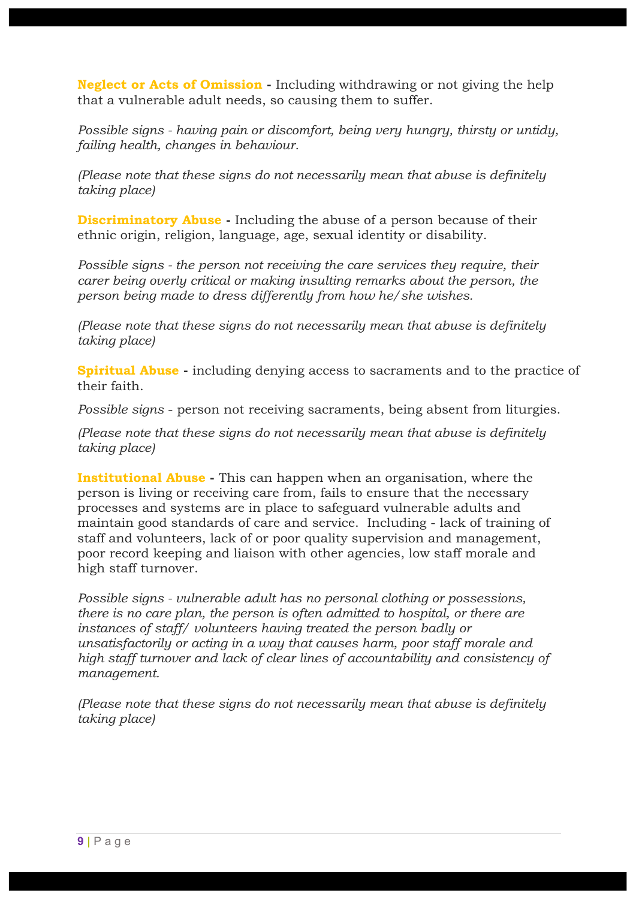**Neglect or Acts of Omission -** Including withdrawing or not giving the help that a vulnerable adult needs, so causing them to suffer.

*Possible signs - having pain or discomfort, being very hungry, thirsty or untidy, failing health, changes in behaviour.*

*(Please note that these signs do not necessarily mean that abuse is definitely taking place)*

**Discriminatory Abuse -** Including the abuse of a person because of their ethnic origin, religion, language, age, sexual identity or disability.

*Possible signs - the person not receiving the care services they require, their carer being overly critical or making insulting remarks about the person, the person being made to dress differently from how he/she wishes.*

*(Please note that these signs do not necessarily mean that abuse is definitely taking place)*

**Spiritual Abuse -** including denying access to sacraments and to the practice of their faith.

*Possible signs* - person not receiving sacraments, being absent from liturgies.

*(Please note that these signs do not necessarily mean that abuse is definitely taking place)*

**Institutional Abuse -** This can happen when an organisation, where the person is living or receiving care from, fails to ensure that the necessary processes and systems are in place to safeguard vulnerable adults and maintain good standards of care and service. Including - lack of training of staff and volunteers, lack of or poor quality supervision and management, poor record keeping and liaison with other agencies, low staff morale and high staff turnover.

*Possible signs - vulnerable adult has no personal clothing or possessions, there is no care plan, the person is often admitted to hospital, or there are instances of staff/ volunteers having treated the person badly or unsatisfactorily or acting in a way that causes harm, poor staff morale and high staff turnover and lack of clear lines of accountability and consistency of management.*

*(Please note that these signs do not necessarily mean that abuse is definitely taking place)*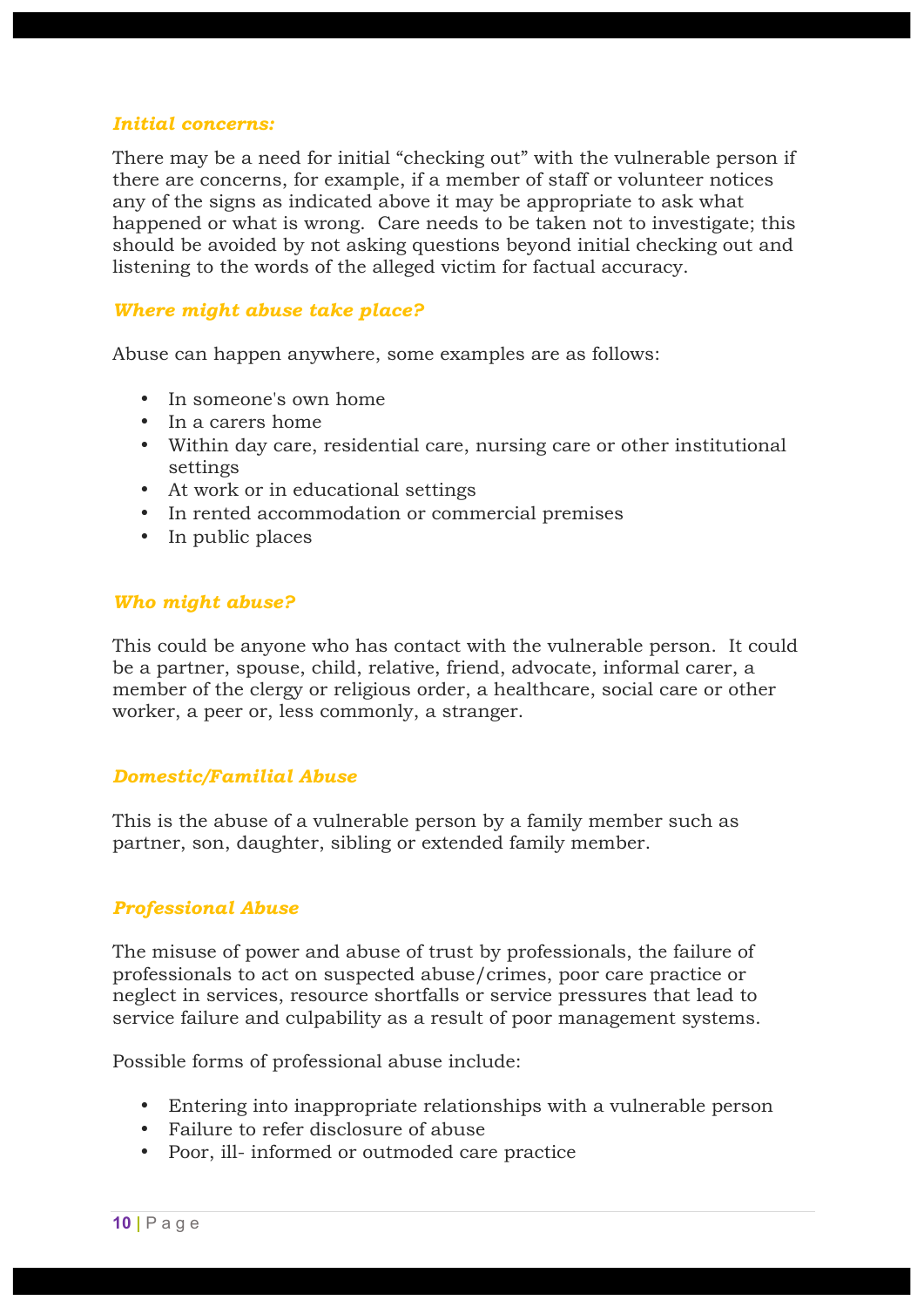### *Initial concerns:*

There may be a need for initial "checking out" with the vulnerable person if there are concerns, for example, if a member of staff or volunteer notices any of the signs as indicated above it may be appropriate to ask what happened or what is wrong. Care needs to be taken not to investigate; this should be avoided by not asking questions beyond initial checking out and listening to the words of the alleged victim for factual accuracy.

### *Where might abuse take place?*

Abuse can happen anywhere, some examples are as follows:

- In someone's own home
- In a carers home
- Within day care, residential care, nursing care or other institutional settings
- At work or in educational settings
- In rented accommodation or commercial premises
- In public places

### *Who might abuse?*

This could be anyone who has contact with the vulnerable person. It could be a partner, spouse, child, relative, friend, advocate, informal carer, a member of the clergy or religious order, a healthcare, social care or other worker, a peer or, less commonly, a stranger.

### *Domestic/Familial Abuse*

This is the abuse of a vulnerable person by a family member such as partner, son, daughter, sibling or extended family member.

### *Professional Abuse*

The misuse of power and abuse of trust by professionals, the failure of professionals to act on suspected abuse/crimes, poor care practice or neglect in services, resource shortfalls or service pressures that lead to service failure and culpability as a result of poor management systems.

Possible forms of professional abuse include:

- Entering into inappropriate relationships with a vulnerable person
- Failure to refer disclosure of abuse
- Poor, ill- informed or outmoded care practice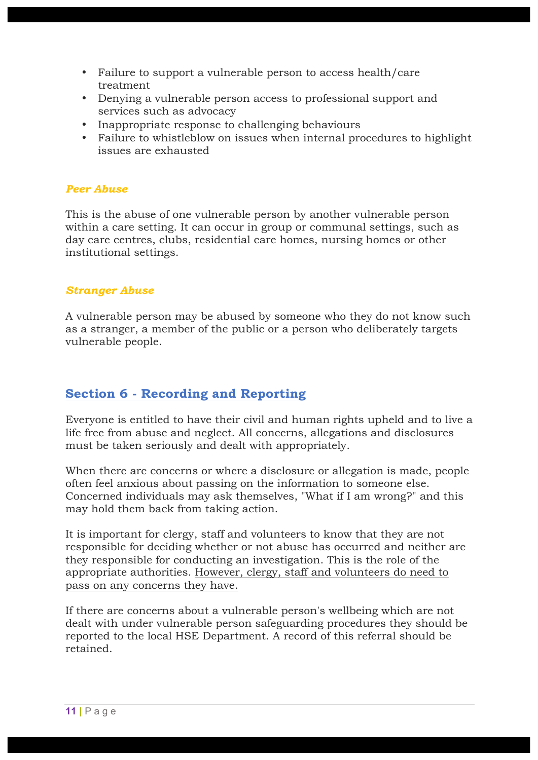- Failure to support a vulnerable person to access health/care treatment
- Denying a vulnerable person access to professional support and services such as advocacy
- Inappropriate response to challenging behaviours
- Failure to whistleblow on issues when internal procedures to highlight issues are exhausted

### *Peer Abuse*

This is the abuse of one vulnerable person by another vulnerable person within a care setting. It can occur in group or communal settings, such as day care centres, clubs, residential care homes, nursing homes or other institutional settings.

### *Stranger Abuse*

A vulnerable person may be abused by someone who they do not know such as a stranger, a member of the public or a person who deliberately targets vulnerable people.

## Section 6 - Recording and Reporting

Everyone is entitled to have their civil and human rights upheld and to live a life free from abuse and neglect. All concerns, allegations and disclosures must be taken seriously and dealt with appropriately.

When there are concerns or where a disclosure or allegation is made, people often feel anxious about passing on the information to someone else. Concerned individuals may ask themselves, "What if I am wrong?" and this may hold them back from taking action.

It is important for clergy, staff and volunteers to know that they are not responsible for deciding whether or not abuse has occurred and neither are they responsible for conducting an investigation. This is the role of the appropriate authorities. However, clergy, staff and volunteers do need to pass on any concerns they have.

If there are concerns about a vulnerable person's wellbeing which are not dealt with under vulnerable person safeguarding procedures they should be reported to the local HSE Department. A record of this referral should be retained.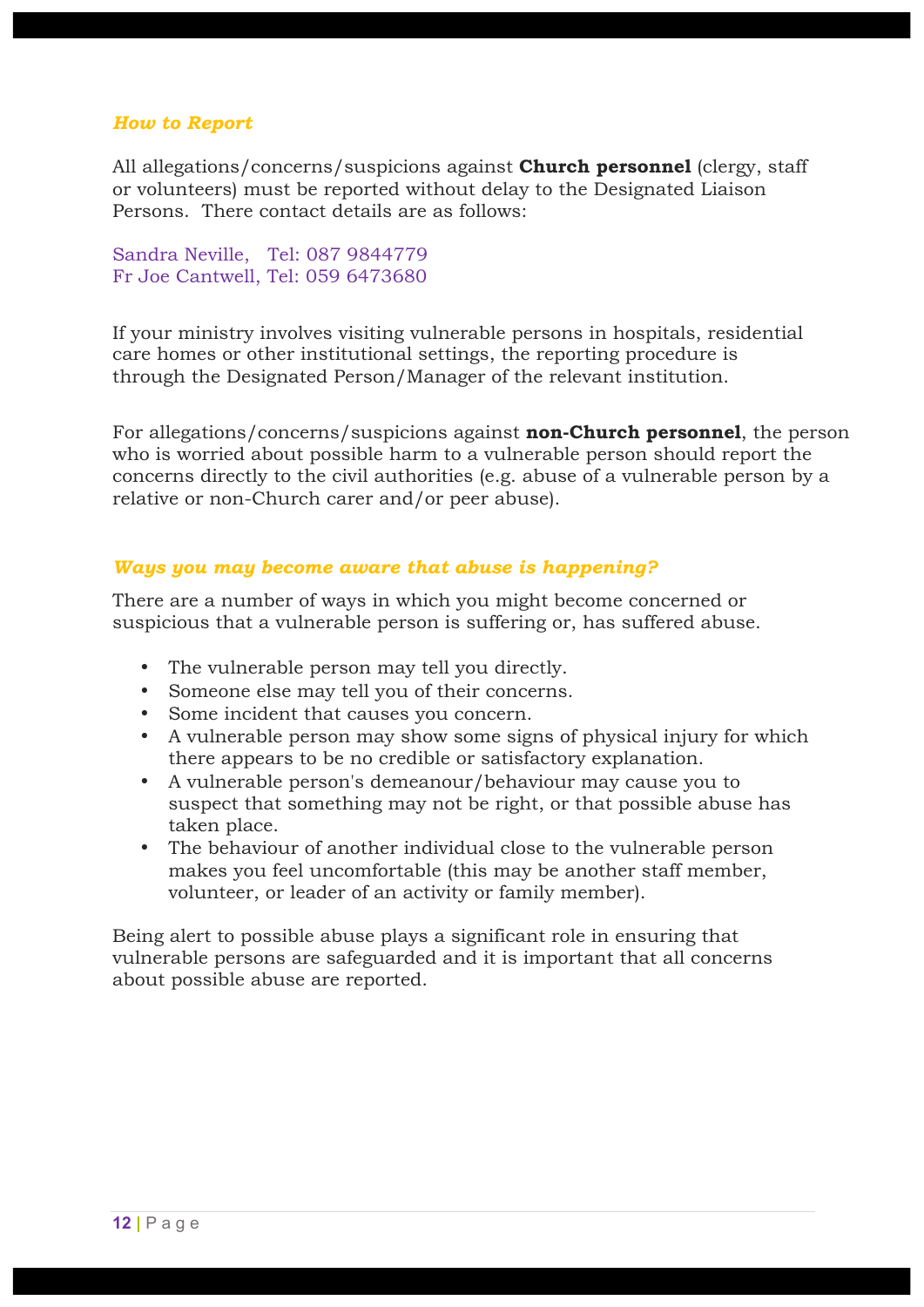### *How to Report*

All allegations/concerns/suspicions against **Church personnel** (clergy, staff or volunteers) must be reported without delay to the Designated Liaison Persons. There contact details are as follows:

Sandra Neville, Tel: 087 9844779
Fr Joe Cantwell, Tel: 059 6473680

If your ministry involves visiting vulnerable persons in hospitals, residential care homes or other institutional settings, the reporting procedure is through the Designated Person/Manager of the relevant institution.

For allegations/concerns/suspicions against **non-Church personnel**, the person who is worried about possible harm to a vulnerable person should report the concerns directly to the civil authorities (e.g. abuse of a vulnerable person by a relative or non-Church carer and/or peer abuse).

### *Ways you may become aware that abuse is happening?*

There are a number of ways in which you might become concerned or suspicious that a vulnerable person is suffering or, has suffered abuse.

- The vulnerable person may tell you directly.
- Someone else may tell you of their concerns.
- Some incident that causes you concern.
- A vulnerable person may show some signs of physical injury for which there appears to be no credible or satisfactory explanation.
- A vulnerable person's demeanour/behaviour may cause you to suspect that something may not be right, or that possible abuse has taken place.
- The behaviour of another individual close to the vulnerable person makes you feel uncomfortable (this may be another staff member, volunteer, or leader of an activity or family member).

Being alert to possible abuse plays a significant role in ensuring that vulnerable persons are safeguarded and it is important that all concerns about possible abuse are reported.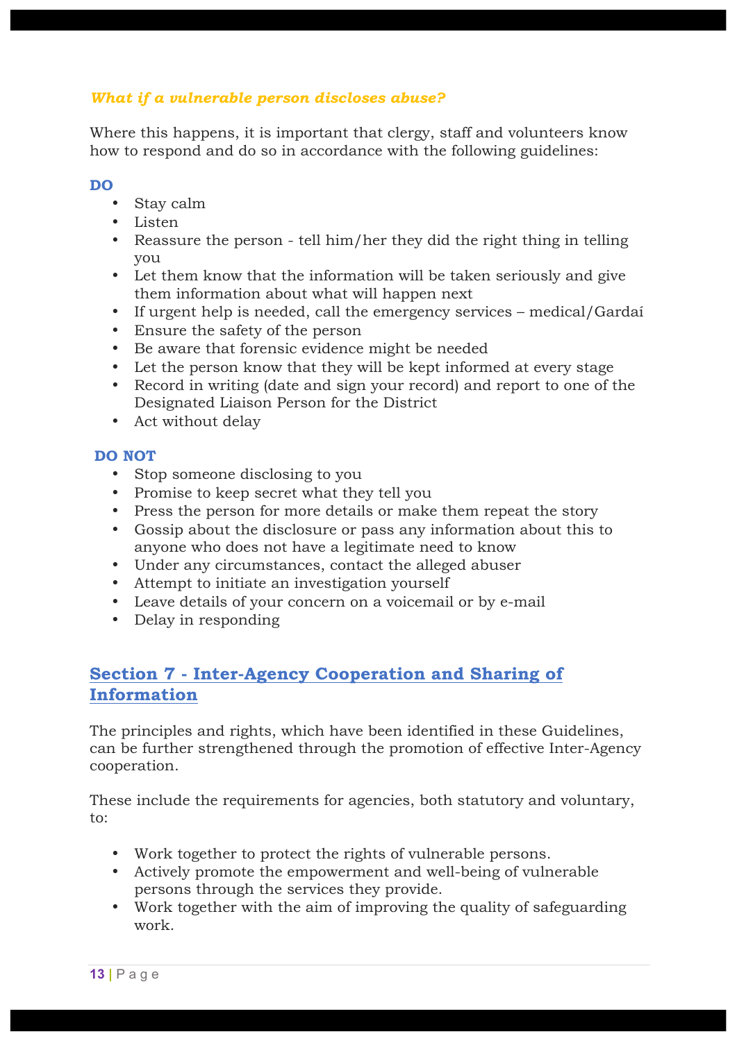### *What if a vulnerable person discloses abuse?*

Where this happens, it is important that clergy, staff and volunteers know how to respond and do so in accordance with the following guidelines:

**DO**

- Stay calm
- Listen
- Reassure the person - tell him/her they did the right thing in telling you
- Let them know that the information will be taken seriously and give them information about what will happen next
- If urgent help is needed, call the emergency services – medical/Gardaí
- Ensure the safety of the person
- Be aware that forensic evidence might be needed
- Let the person know that they will be kept informed at every stage
- Record in writing (date and sign your record) and report to one of the Designated Liaison Person for the District
- Act without delay

**DO NOT**

- Stop someone disclosing to you
- Promise to keep secret what they tell you
- Press the person for more details or make them repeat the story
- Gossip about the disclosure or pass any information about this to anyone who does not have a legitimate need to know
- Under any circumstances, contact the alleged abuser
- Attempt to initiate an investigation yourself
- Leave details of your concern on a voicemail or by e-mail
- Delay in responding

## Section 7 - Inter-Agency Cooperation and Sharing of Information

The principles and rights, which have been identified in these Guidelines, can be further strengthened through the promotion of effective Inter-Agency cooperation.

These include the requirements for agencies, both statutory and voluntary, to:

- Work together to protect the rights of vulnerable persons.
- Actively promote the empowerment and well-being of vulnerable persons through the services they provide.
- Work together with the aim of improving the quality of safeguarding work.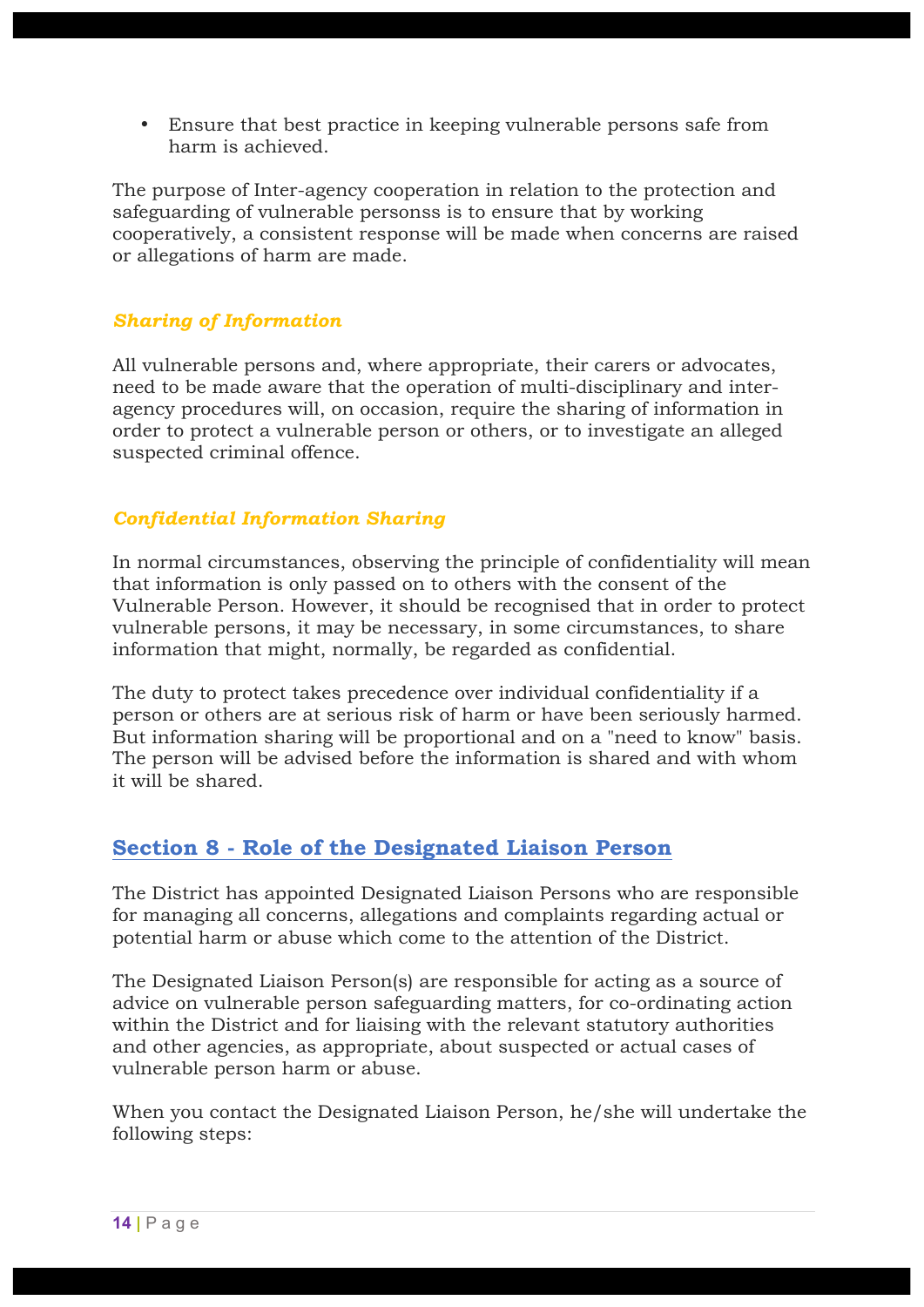- Ensure that best practice in keeping vulnerable persons safe from harm is achieved.

The purpose of Inter-agency cooperation in relation to the protection and safeguarding of vulnerable personss is to ensure that by working cooperatively, a consistent response will be made when concerns are raised or allegations of harm are made.

### *Sharing of Information*

All vulnerable persons and, where appropriate, their carers or advocates, need to be made aware that the operation of multi-disciplinary and inter-agency procedures will, on occasion, require the sharing of information in order to protect a vulnerable person or others, or to investigate an alleged suspected criminal offence.

### *Confidential Information Sharing*

In normal circumstances, observing the principle of confidentiality will mean that information is only passed on to others with the consent of the Vulnerable Person. However, it should be recognised that in order to protect vulnerable persons, it may be necessary, in some circumstances, to share information that might, normally, be regarded as confidential.

The duty to protect takes precedence over individual confidentiality if a person or others are at serious risk of harm or have been seriously harmed. But information sharing will be proportional and on a "need to know" basis. The person will be advised before the information is shared and with whom it will be shared.

## Section 8 - Role of the Designated Liaison Person

The District has appointed Designated Liaison Persons who are responsible for managing all concerns, allegations and complaints regarding actual or potential harm or abuse which come to the attention of the District.

The Designated Liaison Person(s) are responsible for acting as a source of advice on vulnerable person safeguarding matters, for co-ordinating action within the District and for liaising with the relevant statutory authorities and other agencies, as appropriate, about suspected or actual cases of vulnerable person harm or abuse.

When you contact the Designated Liaison Person, he/she will undertake the following steps: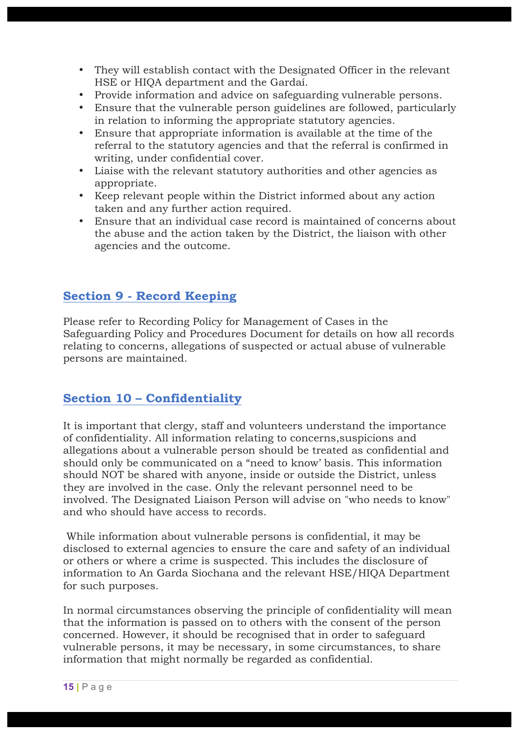- They will establish contact with the Designated Officer in the relevant HSE or HIQA department and the Gardaí.
- Provide information and advice on safeguarding vulnerable persons.
- Ensure that the vulnerable person guidelines are followed, particularly in relation to informing the appropriate statutory agencies.
- Ensure that appropriate information is available at the time of the referral to the statutory agencies and that the referral is confirmed in writing, under confidential cover.
- Liaise with the relevant statutory authorities and other agencies as appropriate.
- Keep relevant people within the District informed about any action taken and any further action required.
- Ensure that an individual case record is maintained of concerns about the abuse and the action taken by the District, the liaison with other agencies and the outcome.

## Section 9 - Record Keeping

Please refer to Recording Policy for Management of Cases in the Safeguarding Policy and Procedures Document for details on how all records relating to concerns, allegations of suspected or actual abuse of vulnerable persons are maintained.

## Section 10 – Confidentiality

It is important that clergy, staff and volunteers understand the importance of confidentiality. All information relating to concerns,suspicions and allegations about a vulnerable person should be treated as confidential and should only be communicated on a "need to know' basis. This information should NOT be shared with anyone, inside or outside the District, unless they are involved in the case. Only the relevant personnel need to be involved. The Designated Liaison Person will advise on "who needs to know" and who should have access to records.

While information about vulnerable persons is confidential, it may be disclosed to external agencies to ensure the care and safety of an individual or others or where a crime is suspected. This includes the disclosure of information to An Garda Siochana and the relevant HSE/HIQA Department for such purposes.

In normal circumstances observing the principle of confidentiality will mean that the information is passed on to others with the consent of the person concerned. However, it should be recognised that in order to safeguard vulnerable persons, it may be necessary, in some circumstances, to share information that might normally be regarded as confidential.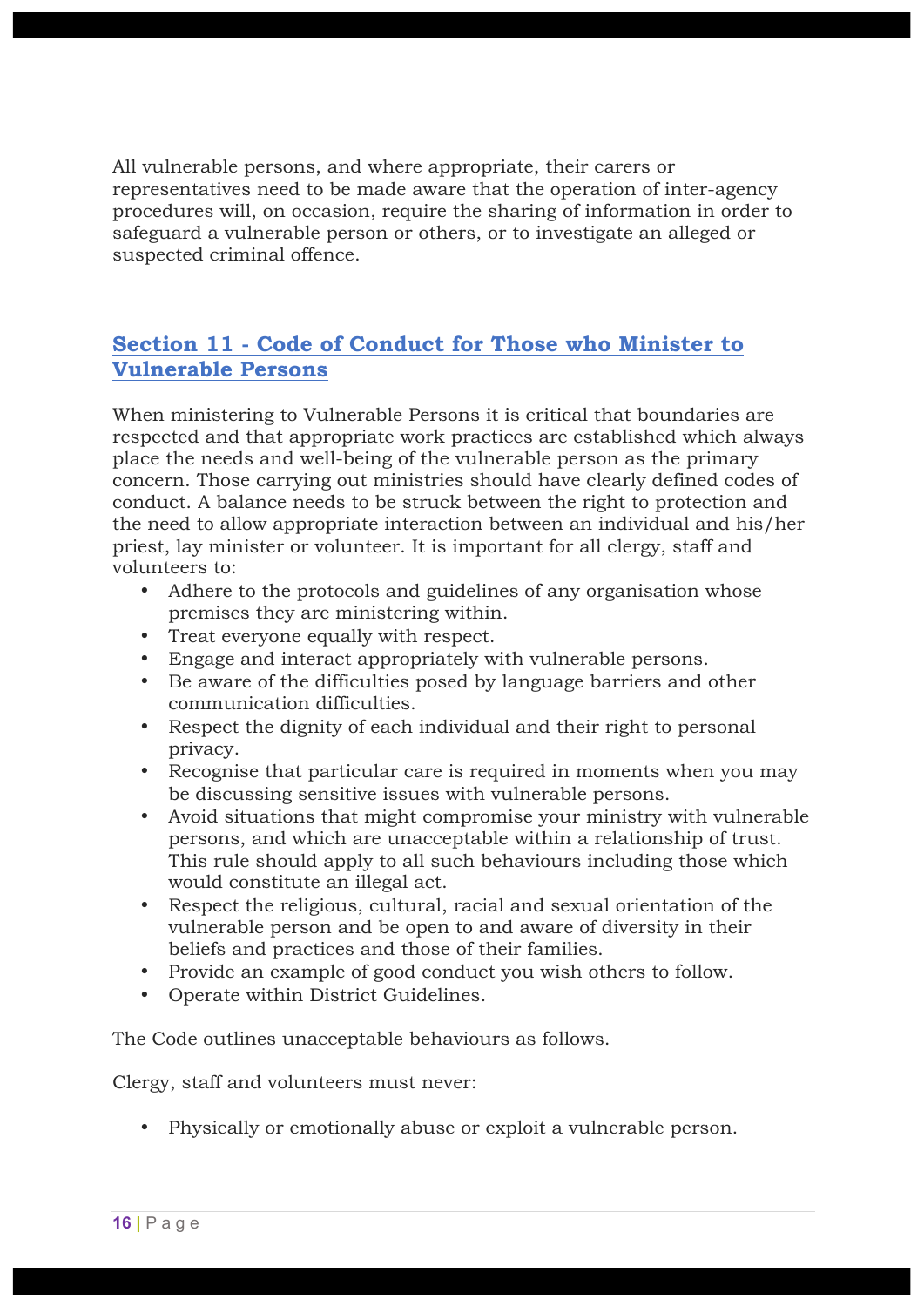All vulnerable persons, and where appropriate, their carers or representatives need to be made aware that the operation of inter-agency procedures will, on occasion, require the sharing of information in order to safeguard a vulnerable person or others, or to investigate an alleged or suspected criminal offence.

## Section 11 - Code of Conduct for Those who Minister to Vulnerable Persons

When ministering to Vulnerable Persons it is critical that boundaries are respected and that appropriate work practices are established which always place the needs and well-being of the vulnerable person as the primary concern. Those carrying out ministries should have clearly defined codes of conduct. A balance needs to be struck between the right to protection and the need to allow appropriate interaction between an individual and his/her priest, lay minister or volunteer. It is important for all clergy, staff and volunteers to:

- Adhere to the protocols and guidelines of any organisation whose premises they are ministering within.
- Treat everyone equally with respect.
- Engage and interact appropriately with vulnerable persons.
- Be aware of the difficulties posed by language barriers and other communication difficulties.
- Respect the dignity of each individual and their right to personal privacy.
- Recognise that particular care is required in moments when you may be discussing sensitive issues with vulnerable persons.
- Avoid situations that might compromise your ministry with vulnerable persons, and which are unacceptable within a relationship of trust. This rule should apply to all such behaviours including those which would constitute an illegal act.
- Respect the religious, cultural, racial and sexual orientation of the vulnerable person and be open to and aware of diversity in their beliefs and practices and those of their families.
- Provide an example of good conduct you wish others to follow.
- Operate within District Guidelines.

The Code outlines unacceptable behaviours as follows.

Clergy, staff and volunteers must never:

- Physically or emotionally abuse or exploit a vulnerable person.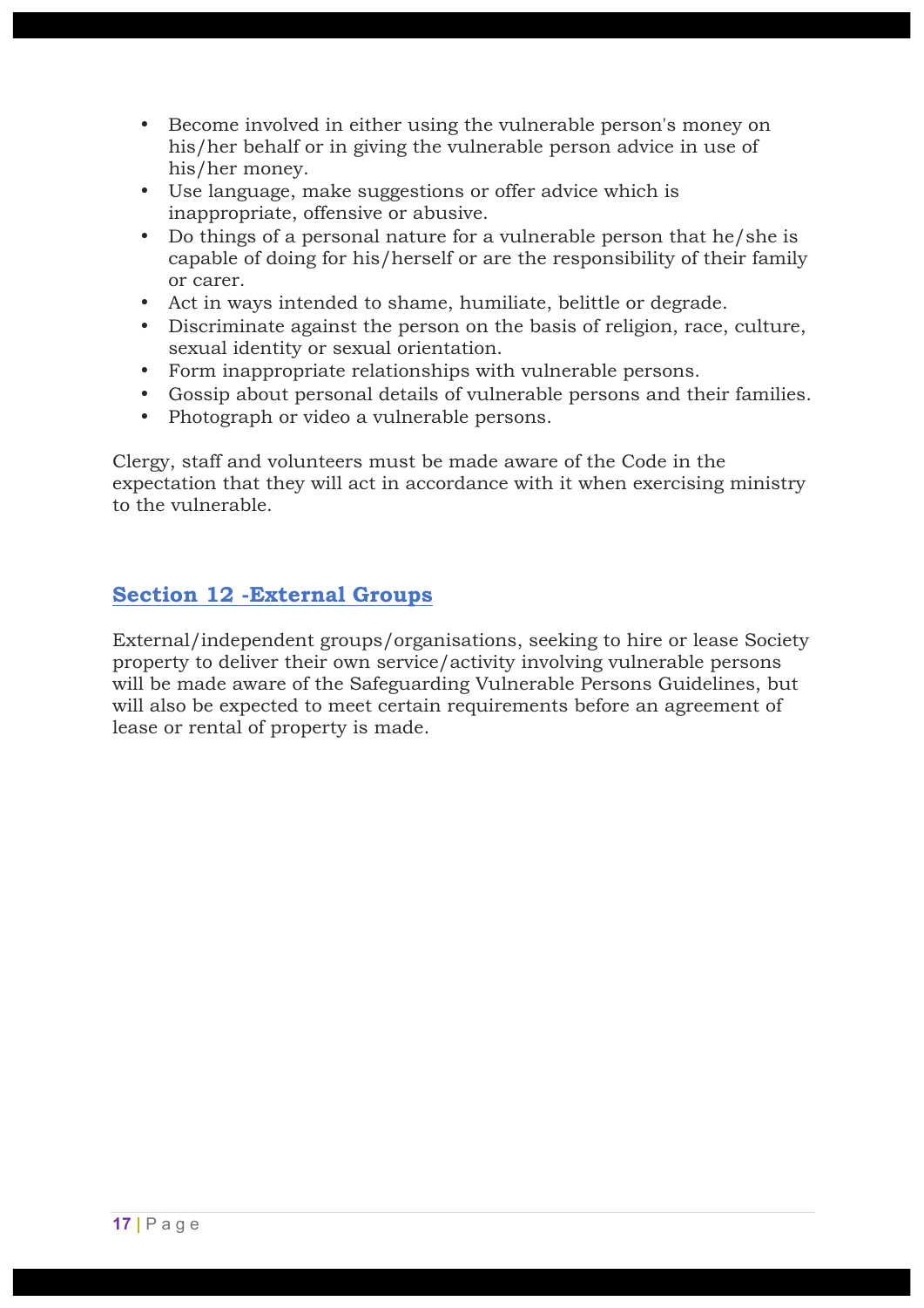- Become involved in either using the vulnerable person's money on his/her behalf or in giving the vulnerable person advice in use of his/her money.
- Use language, make suggestions or offer advice which is inappropriate, offensive or abusive.
- Do things of a personal nature for a vulnerable person that he/she is capable of doing for his/herself or are the responsibility of their family or carer.
- Act in ways intended to shame, humiliate, belittle or degrade.
- Discriminate against the person on the basis of religion, race, culture, sexual identity or sexual orientation.
- Form inappropriate relationships with vulnerable persons.
- Gossip about personal details of vulnerable persons and their families.
- Photograph or video a vulnerable persons.

Clergy, staff and volunteers must be made aware of the Code in the expectation that they will act in accordance with it when exercising ministry to the vulnerable.

## Section 12 -External Groups

External/independent groups/organisations, seeking to hire or lease Society property to deliver their own service/activity involving vulnerable persons will be made aware of the Safeguarding Vulnerable Persons Guidelines, but will also be expected to meet certain requirements before an agreement of lease or rental of property is made.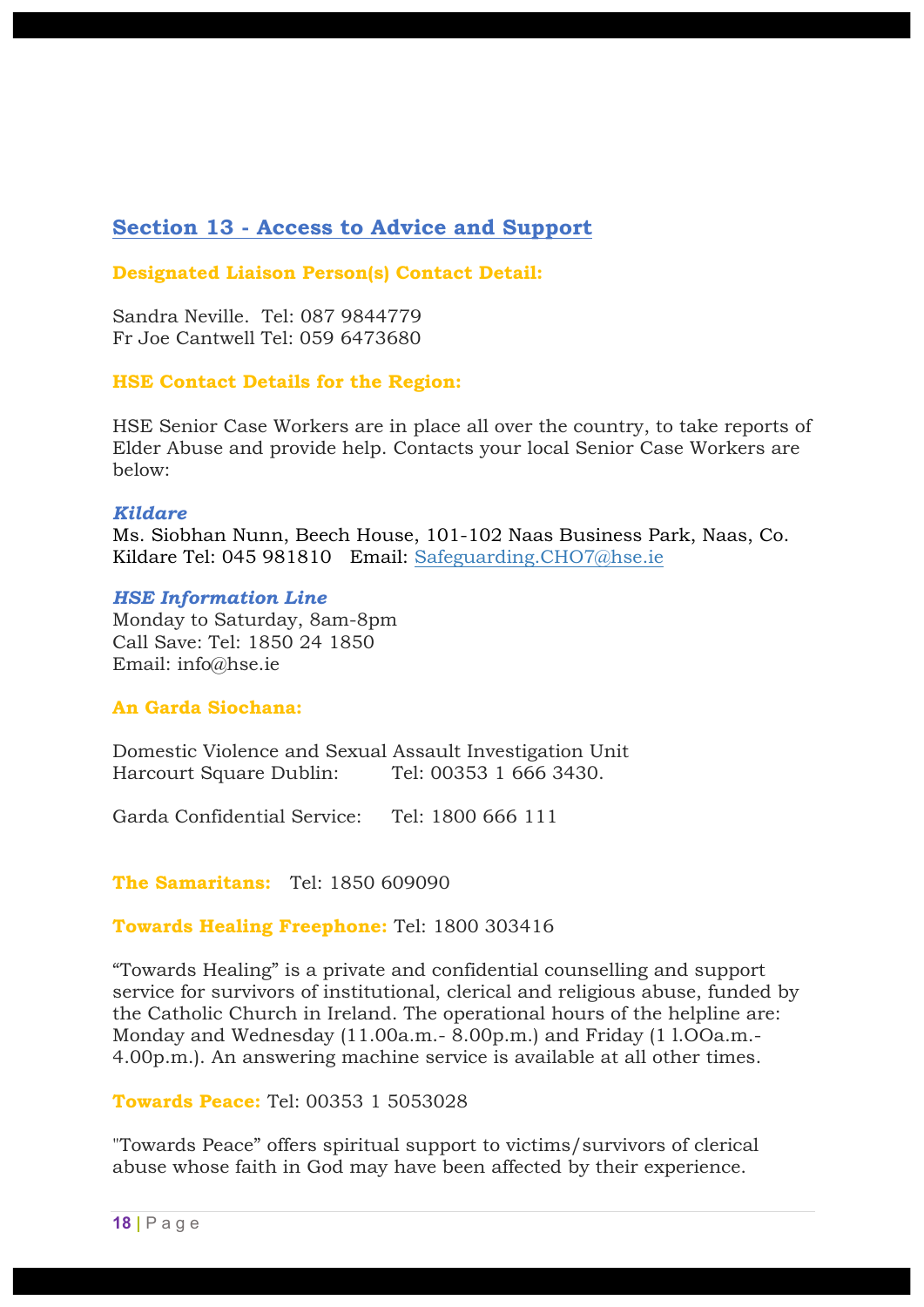## Section 13 - Access to Advice and Support

**Designated Liaison Person(s) Contact Detail:**

Sandra Neville. Tel: 087 9844779
Fr Joe Cantwell Tel: 059 6473680

**HSE Contact Details for the Region:**

HSE Senior Case Workers are in place all over the country, to take reports of Elder Abuse and provide help. Contacts your local Senior Case Workers are below:

***Kildare***
Ms. Siobhan Nunn, Beech House, 101-102 Naas Business Park, Naas, Co. Kildare Tel: 045 981810 Email: Safeguarding.CHO7@hse.ie

***HSE Information Line***
Monday to Saturday, 8am-8pm
Call Save: Tel: 1850 24 1850
Email: info@hse.ie

**An Garda Siochana:**

Domestic Violence and Sexual Assault Investigation Unit
Harcourt Square Dublin: Tel: 00353 1 666 3430.

Garda Confidential Service: Tel: 1800 666 111

**The Samaritans:** Tel: 1850 609090

**Towards Healing Freephone:** Tel: 1800 303416

“Towards Healing” is a private and confidential counselling and support service for survivors of institutional, clerical and religious abuse, funded by the Catholic Church in Ireland. The operational hours of the helpline are: Monday and Wednesday (11.00a.m.- 8.00p.m.) and Friday (1 l.OOa.m.- 4.00p.m.). An answering machine service is available at all other times.

**Towards Peace:** Tel: 00353 1 5053028

"Towards Peace” offers spiritual support to victims/survivors of clerical abuse whose faith in God may have been affected by their experience.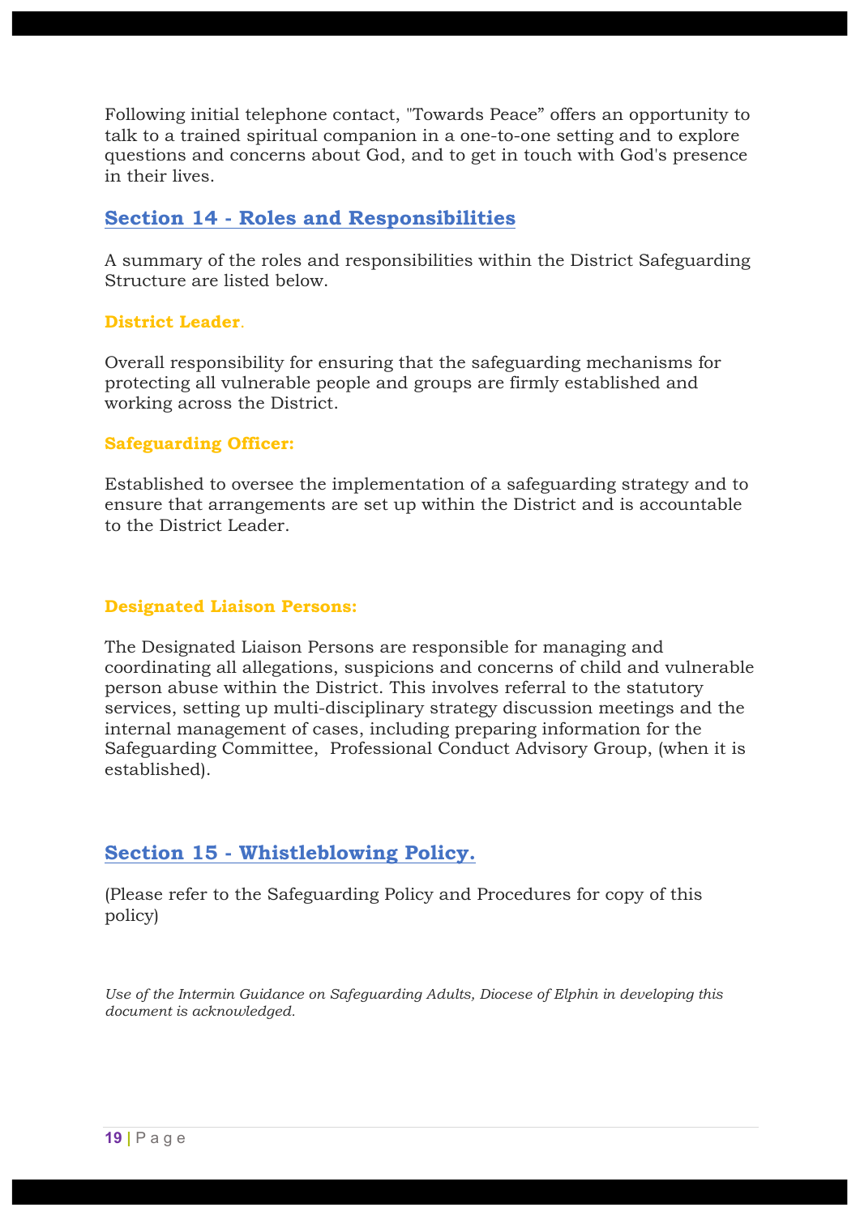Following initial telephone contact, "Towards Peace" offers an opportunity to talk to a trained spiritual companion in a one-to-one setting and to explore questions and concerns about God, and to get in touch with God's presence in their lives.

## Section 14 - Roles and Responsibilities

A summary of the roles and responsibilities within the District Safeguarding Structure are listed below.

### District Leader.

Overall responsibility for ensuring that the safeguarding mechanisms for protecting all vulnerable people and groups are firmly established and working across the District.

### Safeguarding Officer:

Established to oversee the implementation of a safeguarding strategy and to ensure that arrangements are set up within the District and is accountable to the District Leader.

### Designated Liaison Persons:

The Designated Liaison Persons are responsible for managing and coordinating all allegations, suspicions and concerns of child and vulnerable person abuse within the District. This involves referral to the statutory services, setting up multi-disciplinary strategy discussion meetings and the internal management of cases, including preparing information for the Safeguarding Committee, Professional Conduct Advisory Group, (when it is established).

## Section 15 - Whistleblowing Policy.

(Please refer to the Safeguarding Policy and Procedures for copy of this policy)

*Use of the Intermin Guidance on Safeguarding Adults, Diocese of Elphin in developing this document is acknowledged.*